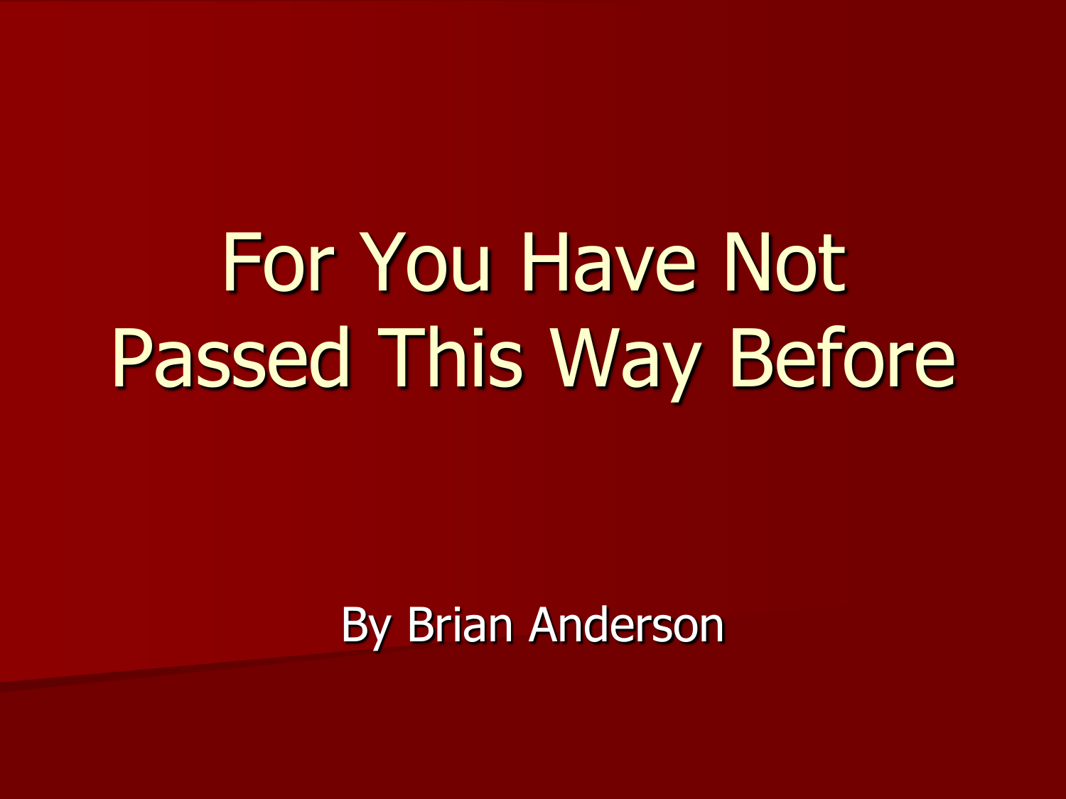# For You Have Not Passed This Way Before

By Brian Anderson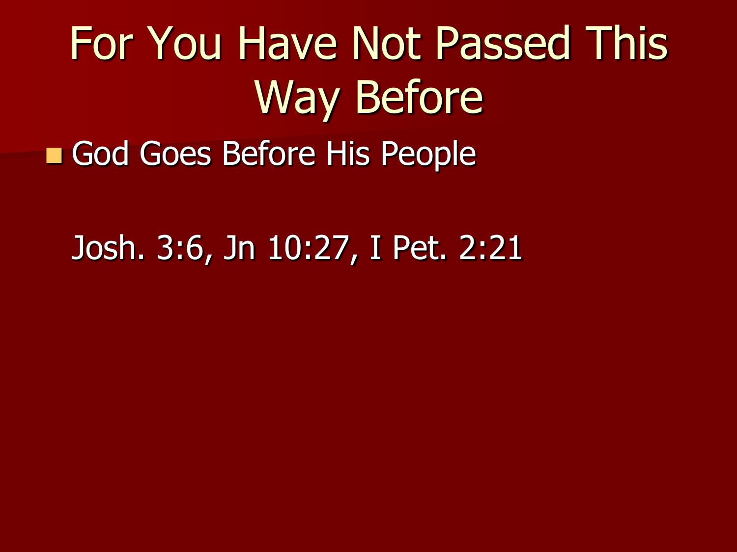# For You Have Not Passed This Way Before

- God Goes Before His People

Josh. 3:6, Jn 10:27, I Pet. 2:21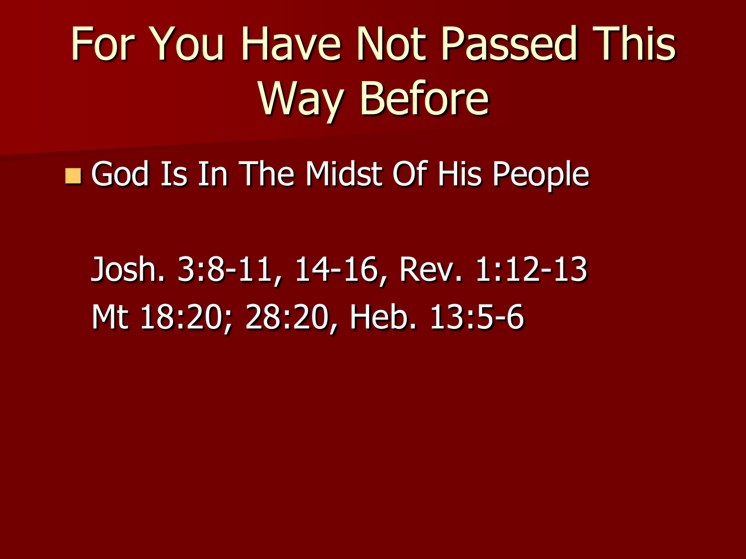# For You Have Not Passed This Way Before

- God Is In The Midst Of His People

Josh. 3:8-11, 14-16, Rev. 1:12-13
Mt 18:20; 28:20, Heb. 13:5-6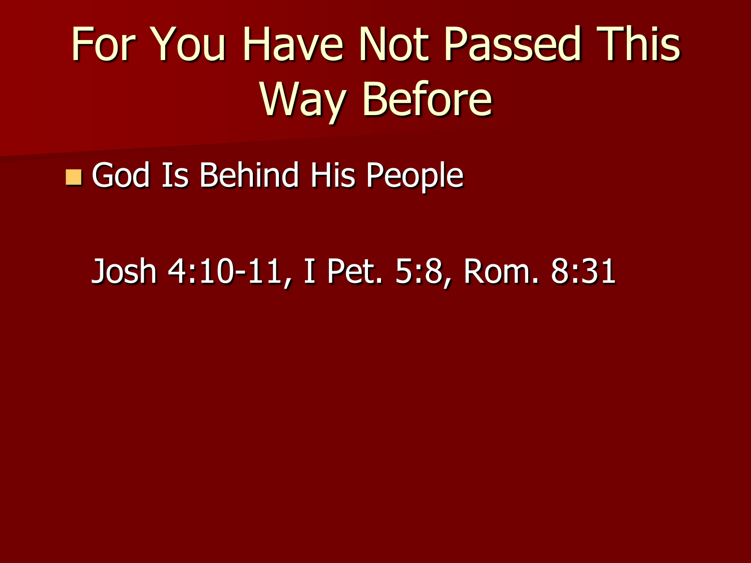# For You Have Not Passed This Way Before

- God Is Behind His People

Josh 4:10-11, I Pet. 5:8, Rom. 8:31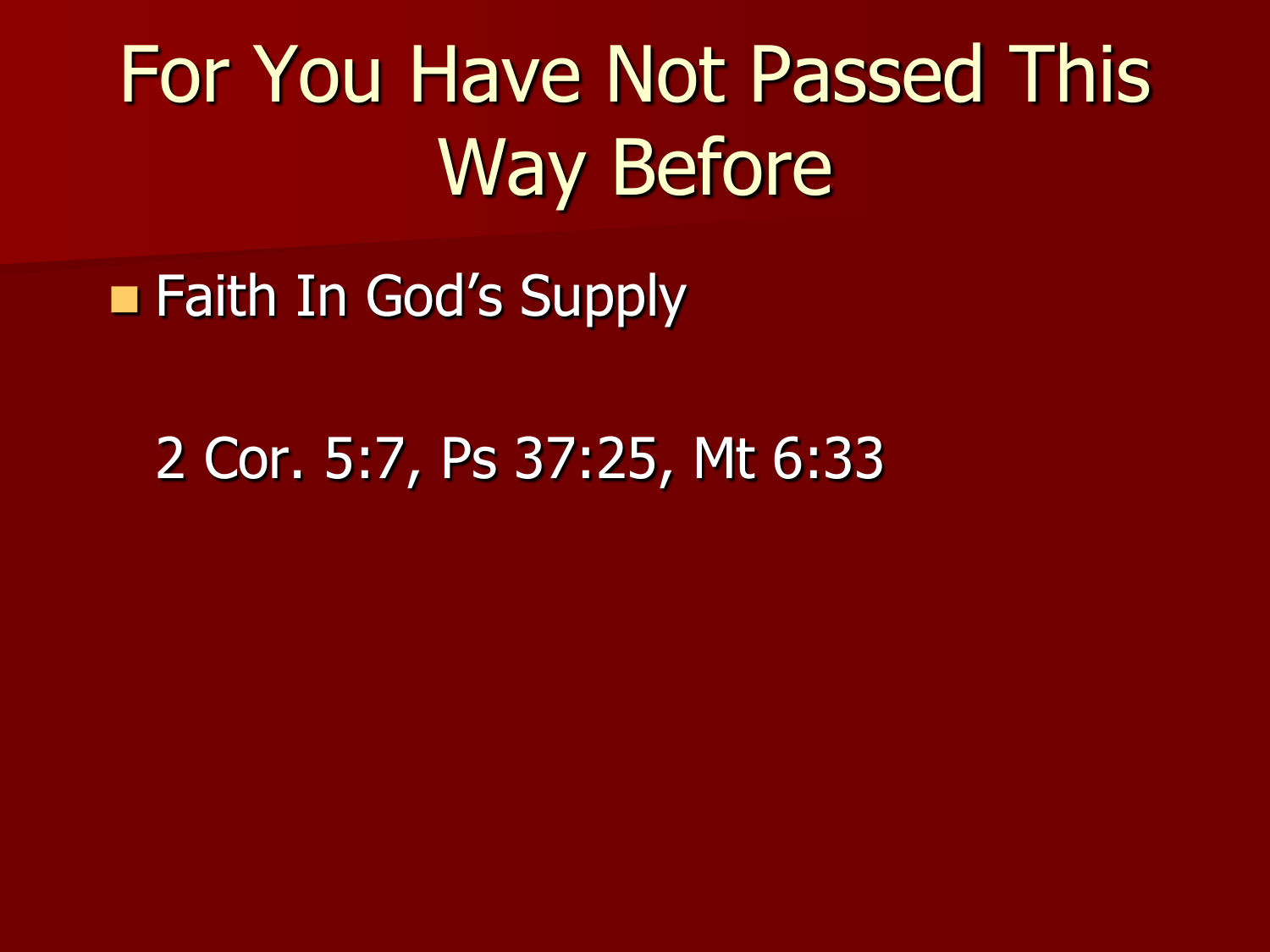# For You Have Not Passed This Way Before

- Faith In God's Supply

  2 Cor. 5:7, Ps 37:25, Mt 6:33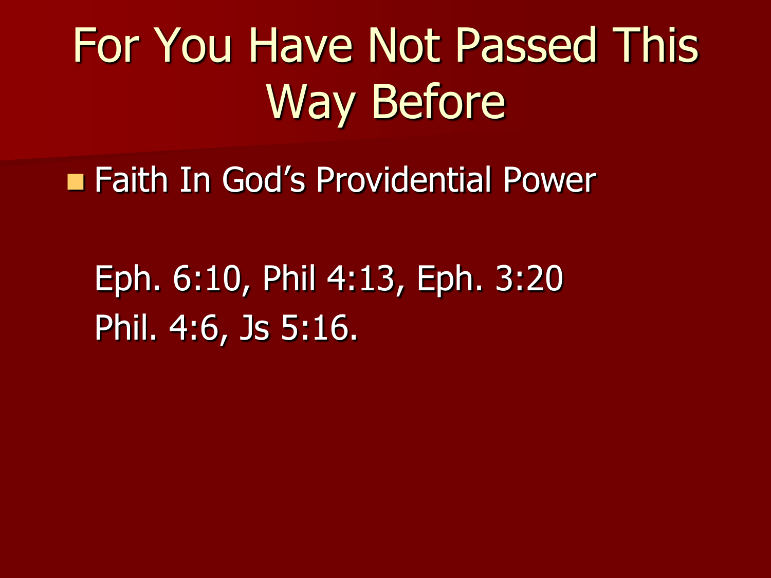# For You Have Not Passed This Way Before

- Faith In God's Providential Power

  Eph. 6:10, Phil 4:13, Eph. 3:20
  Phil. 4:6, Js 5:16.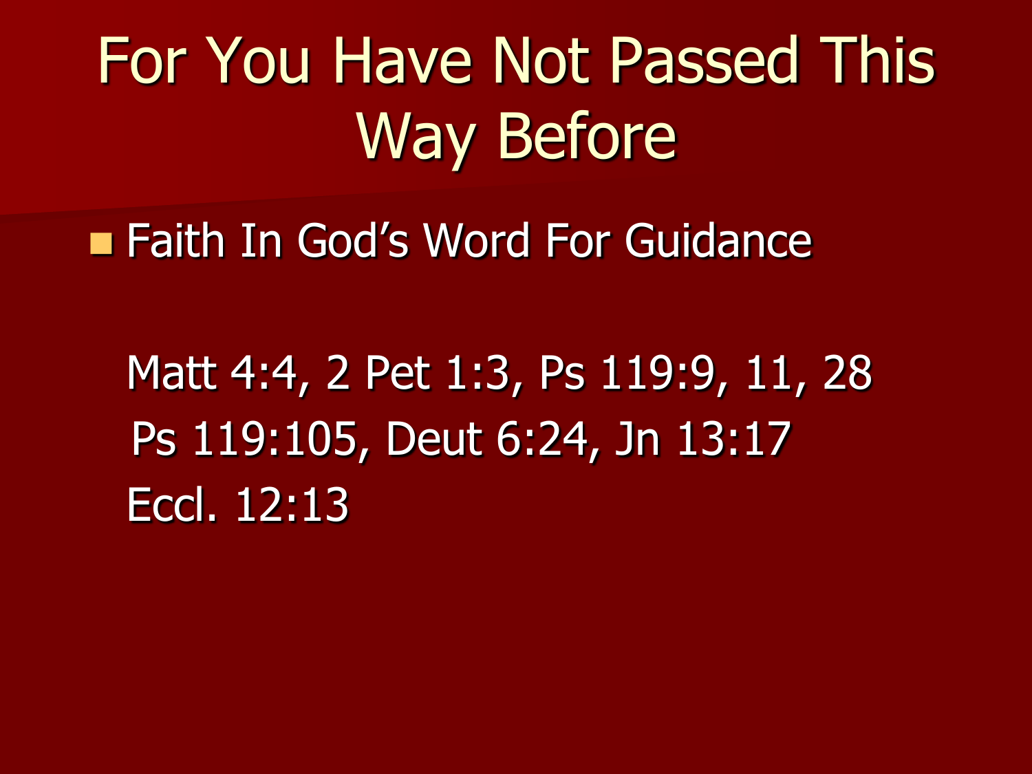# For You Have Not Passed This Way Before

- Faith In God's Word For Guidance

  Matt 4:4, 2 Pet 1:3, Ps 119:9, 11, 28
  Ps 119:105, Deut 6:24, Jn 13:17
  Eccl. 12:13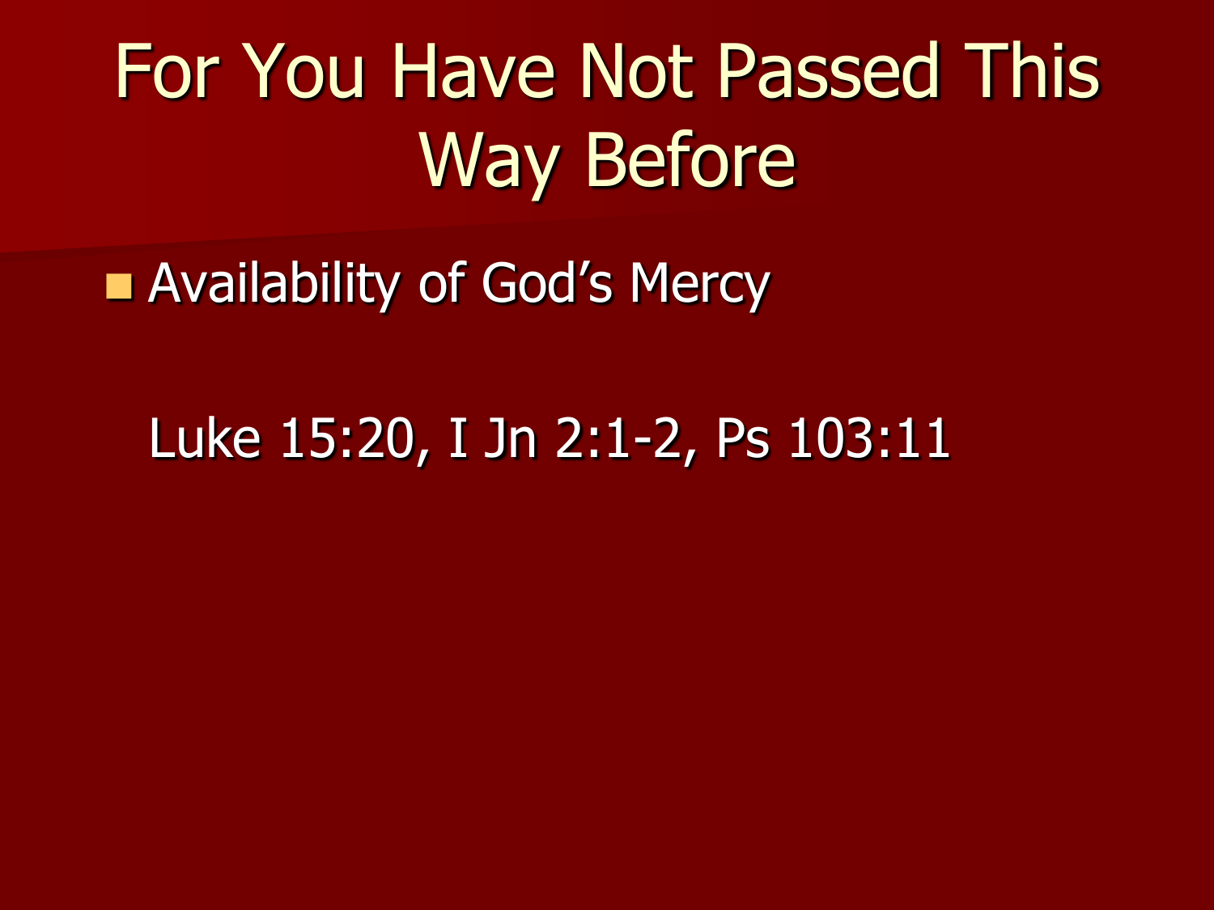# For You Have Not Passed This Way Before

- Availability of God's Mercy

Luke 15:20, I Jn 2:1-2, Ps 103:11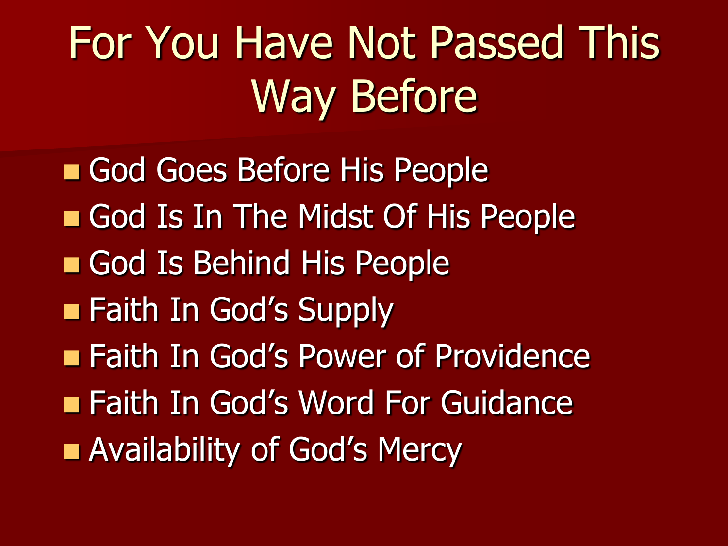# For You Have Not Passed This Way Before

- God Goes Before His People
- God Is In The Midst Of His People
- God Is Behind His People
- Faith In God's Supply
- Faith In God's Power of Providence
- Faith In God's Word For Guidance
- Availability of God's Mercy